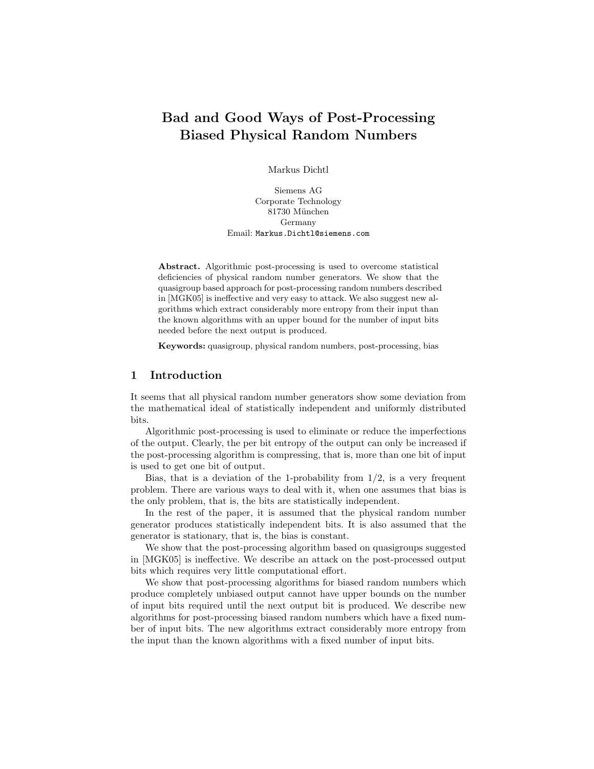# Bad and Good Ways of Post-Processing Biased Physical Random Numbers

Markus Dichtl

Siemens AG
Corporate Technology
81730 München
Germany
Email: Markus.Dichtl@siemens.com

**Abstract.** Algorithmic post-processing is used to overcome statistical deficiencies of physical random number generators. We show that the quasigroup based approach for post-processing random numbers described in [MGK05] is ineffective and very easy to attack. We also suggest new algorithms which extract considerably more entropy from their input than the known algorithms with an upper bound for the number of input bits needed before the next output is produced.

**Keywords:** quasigroup, physical random numbers, post-processing, bias

## 1 Introduction

It seems that all physical random number generators show some deviation from the mathematical ideal of statistically independent and uniformly distributed bits.

Algorithmic post-processing is used to eliminate or reduce the imperfections of the output. Clearly, the per bit entropy of the output can only be increased if the post-processing algorithm is compressing, that is, more than one bit of input is used to get one bit of output.

Bias, that is a deviation of the 1-probability from 1/2, is a very frequent problem. There are various ways to deal with it, when one assumes that bias is the only problem, that is, the bits are statistically independent.

In the rest of the paper, it is assumed that the physical random number generator produces statistically independent bits. It is also assumed that the generator is stationary, that is, the bias is constant.

We show that the post-processing algorithm based on quasigroups suggested in [MGK05] is ineffective. We describe an attack on the post-processed output bits which requires very little computational effort.

We show that post-processing algorithms for biased random numbers which produce completely unbiased output cannot have upper bounds on the number of input bits required until the next output bit is produced. We describe new algorithms for post-processing biased random numbers which have a fixed number of input bits. The new algorithms extract considerably more entropy from the input than the known algorithms with a fixed number of input bits.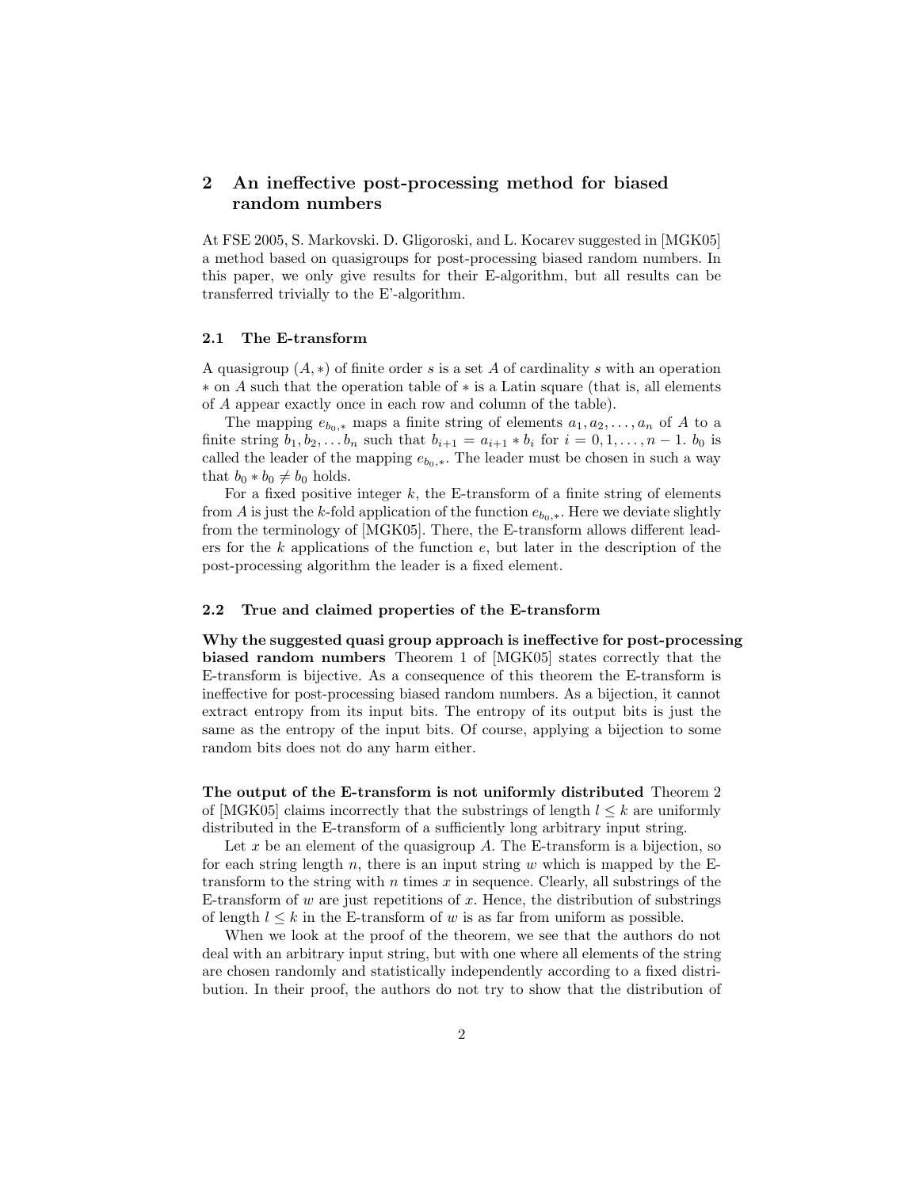## 2 An ineffective post-processing method for biased random numbers

At FSE 2005, S. Markovski. D. Gligoroski, and L. Kocarev suggested in [MGK05] a method based on quasigroups for post-processing biased random numbers. In this paper, we only give results for their E-algorithm, but all results can be transferred trivially to the E'-algorithm.

### 2.1 The E-transform

A quasigroup $(A, *)$ of finite order $s$ is a set $A$ of cardinality $s$ with an operation $*$ on $A$ such that the operation table of $*$ is a Latin square (that is, all elements of $A$ appear exactly once in each row and column of the table).

The mapping $e_{b_0,*}$ maps a finite string of elements $a_1, a_2, \ldots, a_n$ of $A$ to a finite string $b_1, b_2, \ldots b_n$ such that $b_{i+1} = a_{i+1} * b_i$ for $i = 0, 1, \ldots, n-1$. $b_0$ is called the leader of the mapping $e_{b_0,*}$. The leader must be chosen in such a way that $b_0 * b_0 \neq b_0$ holds.

For a fixed positive integer $k$, the E-transform of a finite string of elements from $A$ is just the $k$-fold application of the function $e_{b_0,*}$. Here we deviate slightly from the terminology of [MGK05]. There, the E-transform allows different leaders for the $k$ applications of the function $e$, but later in the description of the post-processing algorithm the leader is a fixed element.

### 2.2 True and claimed properties of the E-transform

**Why the suggested quasi group approach is ineffective for post-processing biased random numbers** Theorem 1 of [MGK05] states correctly that the E-transform is bijective. As a consequence of this theorem the E-transform is ineffective for post-processing biased random numbers. As a bijection, it cannot extract entropy from its input bits. The entropy of its output bits is just the same as the entropy of the input bits. Of course, applying a bijection to some random bits does not do any harm either.

**The output of the E-transform is not uniformly distributed** Theorem 2 of [MGK05] claims incorrectly that the substrings of length $l \leq k$ are uniformly distributed in the E-transform of a sufficiently long arbitrary input string.

Let $x$ be an element of the quasigroup $A$. The E-transform is a bijection, so for each string length $n$, there is an input string $w$ which is mapped by the E-transform to the string with $n$ times $x$ in sequence. Clearly, all substrings of the E-transform of $w$ are just repetitions of $x$. Hence, the distribution of substrings of length $l \leq k$ in the E-transform of $w$ is as far from uniform as possible.

When we look at the proof of the theorem, we see that the authors do not deal with an arbitrary input string, but with one where all elements of the string are chosen randomly and statistically independently according to a fixed distribution. In their proof, the authors do not try to show that the distribution of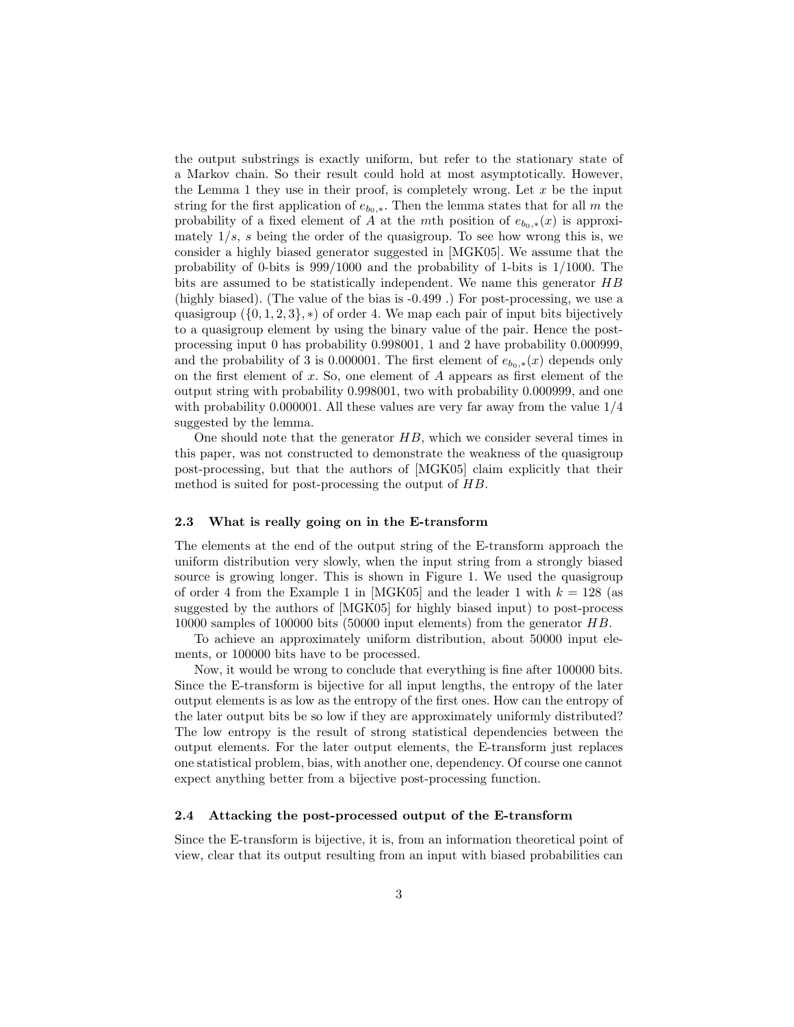the output substrings is exactly uniform, but refer to the stationary state of a Markov chain. So their result could hold at most asymptotically. However, the Lemma 1 they use in their proof, is completely wrong. Let $x$ be the input string for the first application of $e_{b_0,*}$. Then the lemma states that for all $m$ the probability of a fixed element of $A$ at the $m$th position of $e_{b_0,*}(x)$ is approximately $1/s$, $s$ being the order of the quasigroup. To see how wrong this is, we consider a highly biased generator suggested in [MGK05]. We assume that the probability of 0-bits is 999/1000 and the probability of 1-bits is 1/1000. The bits are assumed to be statistically independent. We name this generator $HB$ (highly biased). (The value of the bias is -0.499 .) For post-processing, we use a quasigroup $(\{0, 1, 2, 3\}, *)$ of order 4. We map each pair of input bits bijectively to a quasigroup element by using the binary value of the pair. Hence the post-processing input 0 has probability 0.998001, 1 and 2 have probability 0.000999, and the probability of 3 is 0.000001. The first element of $e_{b_0,*}(x)$ depends only on the first element of $x$. So, one element of $A$ appears as first element of the output string with probability 0.998001, two with probability 0.000999, and one with probability 0.000001. All these values are very far away from the value 1/4 suggested by the lemma.

One should note that the generator $HB$, which we consider several times in this paper, was not constructed to demonstrate the weakness of the quasigroup post-processing, but that the authors of [MGK05] claim explicitly that their method is suited for post-processing the output of $HB$.

### 2.3 What is really going on in the E-transform

The elements at the end of the output string of the E-transform approach the uniform distribution very slowly, when the input string from a strongly biased source is growing longer. This is shown in Figure 1. We used the quasigroup of order 4 from the Example 1 in [MGK05] and the leader 1 with $k = 128$ (as suggested by the authors of [MGK05] for highly biased input) to post-process 10000 samples of 100000 bits (50000 input elements) from the generator $HB$.

To achieve an approximately uniform distribution, about 50000 input elements, or 100000 bits have to be processed.

Now, it would be wrong to conclude that everything is fine after 100000 bits. Since the E-transform is bijective for all input lengths, the entropy of the later output elements is as low as the entropy of the first ones. How can the entropy of the later output bits be so low if they are approximately uniformly distributed? The low entropy is the result of strong statistical dependencies between the output elements. For the later output elements, the E-transform just replaces one statistical problem, bias, with another one, dependency. Of course one cannot expect anything better from a bijective post-processing function.

### 2.4 Attacking the post-processed output of the E-transform

Since the E-transform is bijective, it is, from an information theoretical point of view, clear that its output resulting from an input with biased probabilities can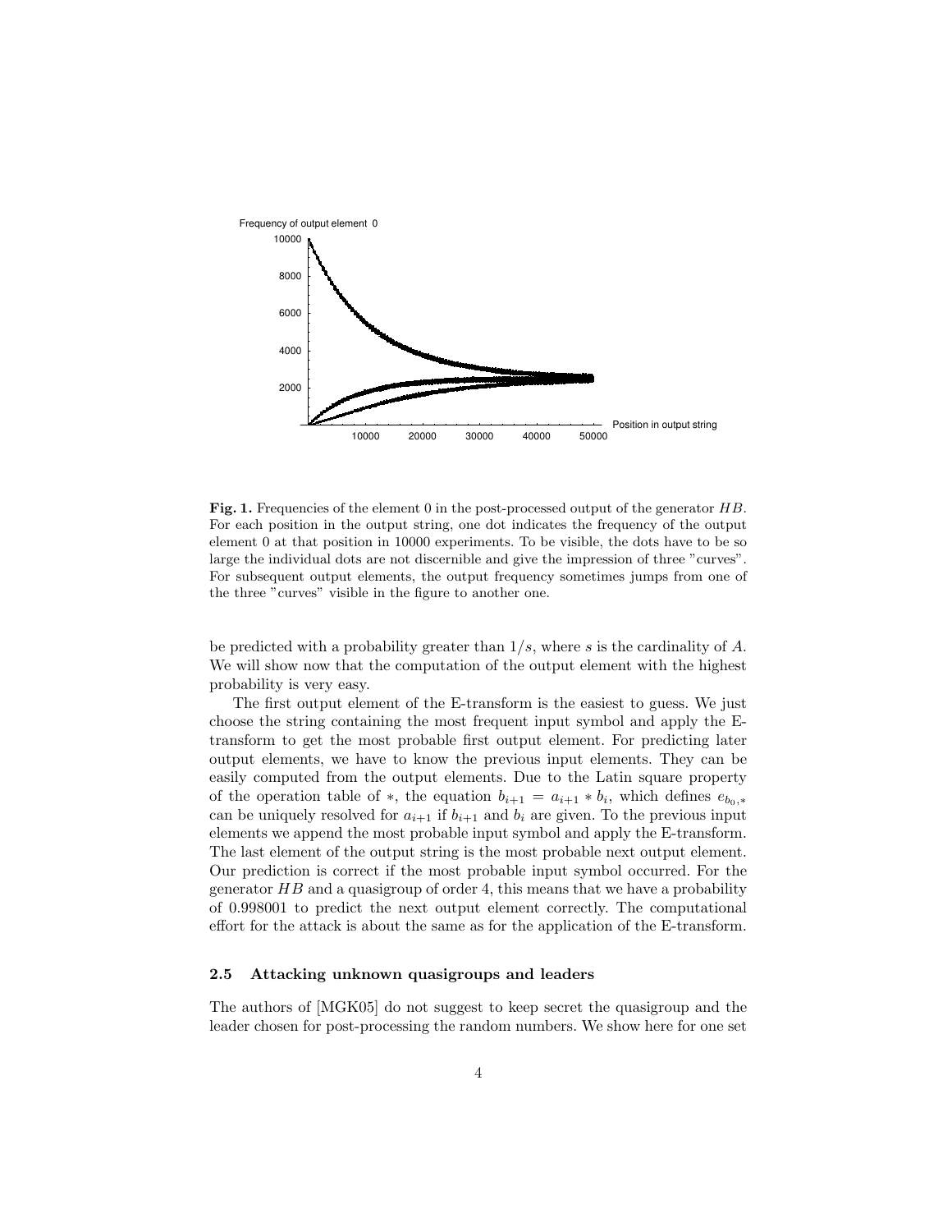**Fig. 1.** Frequencies of the element 0 in the post-processed output of the generator $HB$. For each position in the output string, one dot indicates the frequency of the output element 0 at that position in 10000 experiments. To be visible, the dots have to be so large the individual dots are not discernible and give the impression of three "curves". For subsequent output elements, the output frequency sometimes jumps from one of the three "curves" visible in the figure to another one.

be predicted with a probability greater than $1/s$, where $s$ is the cardinality of $A$. We will show now that the computation of the output element with the highest probability is very easy.

The first output element of the E-transform is the easiest to guess. We just choose the string containing the most frequent input symbol and apply the E-transform to get the most probable first output element. For predicting later output elements, we have to know the previous input elements. They can be easily computed from the output elements. Due to the Latin square property of the operation table of $*$, the equation $b_{i+1} = a_{i+1} * b_i$, which defines $e_{b_0,*}$ can be uniquely resolved for $a_{i+1}$ if $b_{i+1}$ and $b_i$ are given. To the previous input elements we append the most probable input symbol and apply the E-transform. The last element of the output string is the most probable next output element. Our prediction is correct if the most probable input symbol occurred. For the generator $HB$ and a quasigroup of order 4, this means that we have a probability of 0.998001 to predict the next output element correctly. The computational effort for the attack is about the same as for the application of the E-transform.

### 2.5 Attacking unknown quasigroups and leaders

The authors of [MGK05] do not suggest to keep secret the quasigroup and the leader chosen for post-processing the random numbers. We show here for one set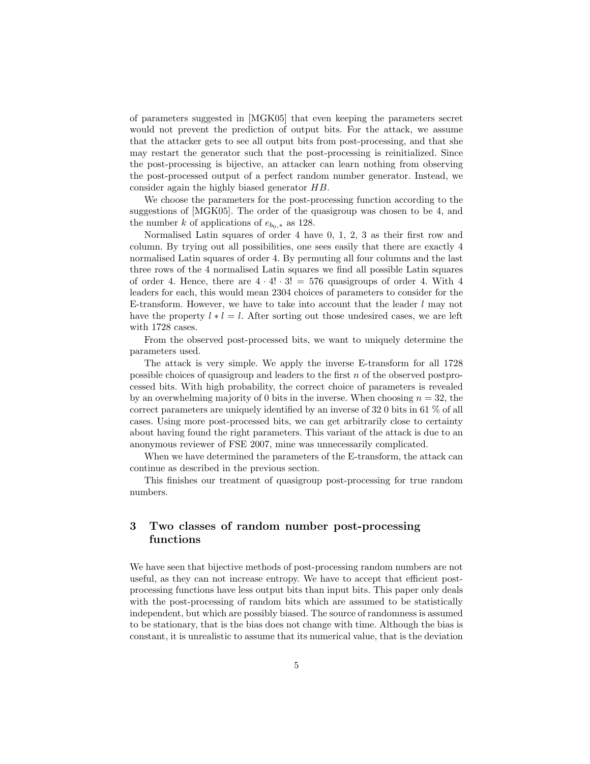of parameters suggested in [MGK05] that even keeping the parameters secret would not prevent the prediction of output bits. For the attack, we assume that the attacker gets to see all output bits from post-processing, and that she may restart the generator such that the post-processing is reinitialized. Since the post-processing is bijective, an attacker can learn nothing from observing the post-processed output of a perfect random number generator. Instead, we consider again the highly biased generator $HB$.

We choose the parameters for the post-processing function according to the suggestions of [MGK05]. The order of the quasigroup was chosen to be 4, and the number $k$ of applications of $e_{b_0,*}$ as 128.

Normalised Latin squares of order 4 have 0, 1, 2, 3 as their first row and column. By trying out all possibilities, one sees easily that there are exactly 4 normalised Latin squares of order 4. By permuting all four columns and the last three rows of the 4 normalised Latin squares we find all possible Latin squares of order 4. Hence, there are $4 \cdot 4! \cdot 3! = 576$ quasigroups of order 4. With 4 leaders for each, this would mean 2304 choices of parameters to consider for the E-transform. However, we have to take into account that the leader $l$ may not have the property $l * l = l$. After sorting out those undesired cases, we are left with 1728 cases.

From the observed post-processed bits, we want to uniquely determine the parameters used.

The attack is very simple. We apply the inverse E-transform for all 1728 possible choices of quasigroup and leaders to the first $n$ of the observed postprocessed bits. With high probability, the correct choice of parameters is revealed by an overwhelming majority of 0 bits in the inverse. When choosing $n = 32$, the correct parameters are uniquely identified by an inverse of 32 0 bits in 61 % of all cases. Using more post-processed bits, we can get arbitrarily close to certainty about having found the right parameters. This variant of the attack is due to an anonymous reviewer of FSE 2007, mine was unnecessarily complicated.

When we have determined the parameters of the E-transform, the attack can continue as described in the previous section.

This finishes our treatment of quasigroup post-processing for true random numbers.

## 3 Two classes of random number post-processing functions

We have seen that bijective methods of post-processing random numbers are not useful, as they can not increase entropy. We have to accept that efficient post-processing functions have less output bits than input bits. This paper only deals with the post-processing of random bits which are assumed to be statistically independent, but which are possibly biased. The source of randomness is assumed to be stationary, that is the bias does not change with time. Although the bias is constant, it is unrealistic to assume that its numerical value, that is the deviation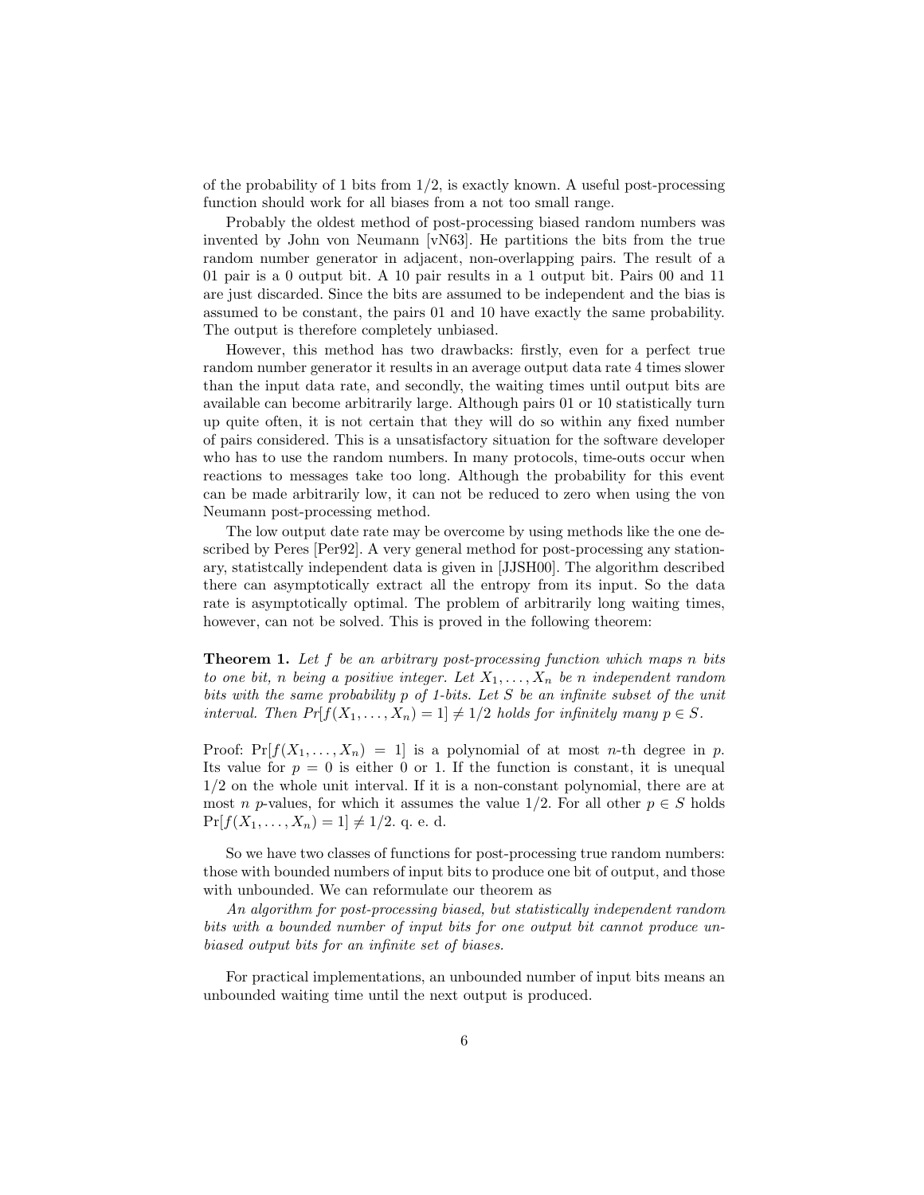of the probability of 1 bits from 1/2, is exactly known. A useful post-processing function should work for all biases from a not too small range.

Probably the oldest method of post-processing biased random numbers was invented by John von Neumann [vN63]. He partitions the bits from the true random number generator in adjacent, non-overlapping pairs. The result of a 01 pair is a 0 output bit. A 10 pair results in a 1 output bit. Pairs 00 and 11 are just discarded. Since the bits are assumed to be independent and the bias is assumed to be constant, the pairs 01 and 10 have exactly the same probability. The output is therefore completely unbiased.

However, this method has two drawbacks: firstly, even for a perfect true random number generator it results in an average output data rate 4 times slower than the input data rate, and secondly, the waiting times until output bits are available can become arbitrarily large. Although pairs 01 or 10 statistically turn up quite often, it is not certain that they will do so within any fixed number of pairs considered. This is a unsatisfactory situation for the software developer who has to use the random numbers. In many protocols, time-outs occur when reactions to messages take too long. Although the probability for this event can be made arbitrarily low, it can not be reduced to zero when using the von Neumann post-processing method.

The low output date rate may be overcome by using methods like the one described by Peres [Per92]. A very general method for post-processing any stationary, statistcally independent data is given in [JJSH00]. The algorithm described there can asymptotically extract all the entropy from its input. So the data rate is asymptotically optimal. The problem of arbitrarily long waiting times, however, can not be solved. This is proved in the following theorem:

**Theorem 1.** *Let $f$ be an arbitrary post-processing function which maps $n$ bits to one bit, $n$ being a positive integer. Let $X_1, \ldots, X_n$ be $n$ independent random bits with the same probability $p$ of 1-bits. Let $S$ be an infinite subset of the unit interval. Then $Pr[f(X_1, \ldots, X_n) = 1] \neq 1/2$ holds for infinitely many $p \in S$.*

Proof: $\Pr[f(X_1, \ldots, X_n) = 1]$ is a polynomial of at most $n$-th degree in $p$. Its value for $p = 0$ is either 0 or 1. If the function is constant, it is unequal 1/2 on the whole unit interval. If it is a non-constant polynomial, there are at most $n$ $p$-values, for which it assumes the value 1/2. For all other $p \in S$ holds $\Pr[f(X_1, \ldots, X_n) = 1] \neq 1/2$. q. e. d.

So we have two classes of functions for post-processing true random numbers: those with bounded numbers of input bits to produce one bit of output, and those with unbounded. We can reformulate our theorem as

*An algorithm for post-processing biased, but statistically independent random bits with a bounded number of input bits for one output bit cannot produce unbiased output bits for an infinite set of biases.*

For practical implementations, an unbounded number of input bits means an unbounded waiting time until the next output is produced.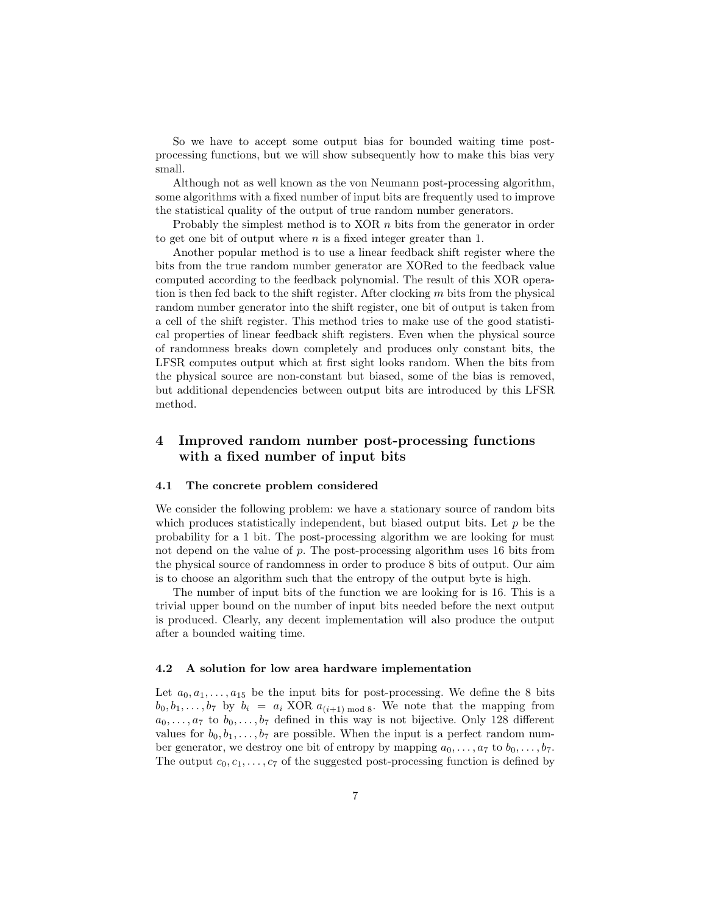So we have to accept some output bias for bounded waiting time post-processing functions, but we will show subsequently how to make this bias very small.

Although not as well known as the von Neumann post-processing algorithm, some algorithms with a fixed number of input bits are frequently used to improve the statistical quality of the output of true random number generators.

Probably the simplest method is to XOR $n$ bits from the generator in order to get one bit of output where $n$ is a fixed integer greater than 1.

Another popular method is to use a linear feedback shift register where the bits from the true random number generator are XORed to the feedback value computed according to the feedback polynomial. The result of this XOR operation is then fed back to the shift register. After clocking $m$ bits from the physical random number generator into the shift register, one bit of output is taken from a cell of the shift register. This method tries to make use of the good statistical properties of linear feedback shift registers. Even when the physical source of randomness breaks down completely and produces only constant bits, the LFSR computes output which at first sight looks random. When the bits from the physical source are non-constant but biased, some of the bias is removed, but additional dependencies between output bits are introduced by this LFSR method.

# 4 Improved random number post-processing functions with a fixed number of input bits

## 4.1 The concrete problem considered

We consider the following problem: we have a stationary source of random bits which produces statistically independent, but biased output bits. Let $p$ be the probability for a 1 bit. The post-processing algorithm we are looking for must not depend on the value of $p$. The post-processing algorithm uses 16 bits from the physical source of randomness in order to produce 8 bits of output. Our aim is to choose an algorithm such that the entropy of the output byte is high.

The number of input bits of the function we are looking for is 16. This is a trivial upper bound on the number of input bits needed before the next output is produced. Clearly, any decent implementation will also produce the output after a bounded waiting time.

## 4.2 A solution for low area hardware implementation

Let $a_0, a_1, \ldots, a_{15}$ be the input bits for post-processing. We define the 8 bits $b_0, b_1, \ldots, b_7$ by $b_i = a_i \text{ XOR } a_{(i+1) \bmod 8}$. We note that the mapping from $a_0, \ldots, a_7$ to $b_0, \ldots, b_7$ defined in this way is not bijective. Only 128 different values for $b_0, b_1, \ldots, b_7$ are possible. When the input is a perfect random number generator, we destroy one bit of entropy by mapping $a_0, \ldots, a_7$ to $b_0, \ldots, b_7$. The output $c_0, c_1, \ldots, c_7$ of the suggested post-processing function is defined by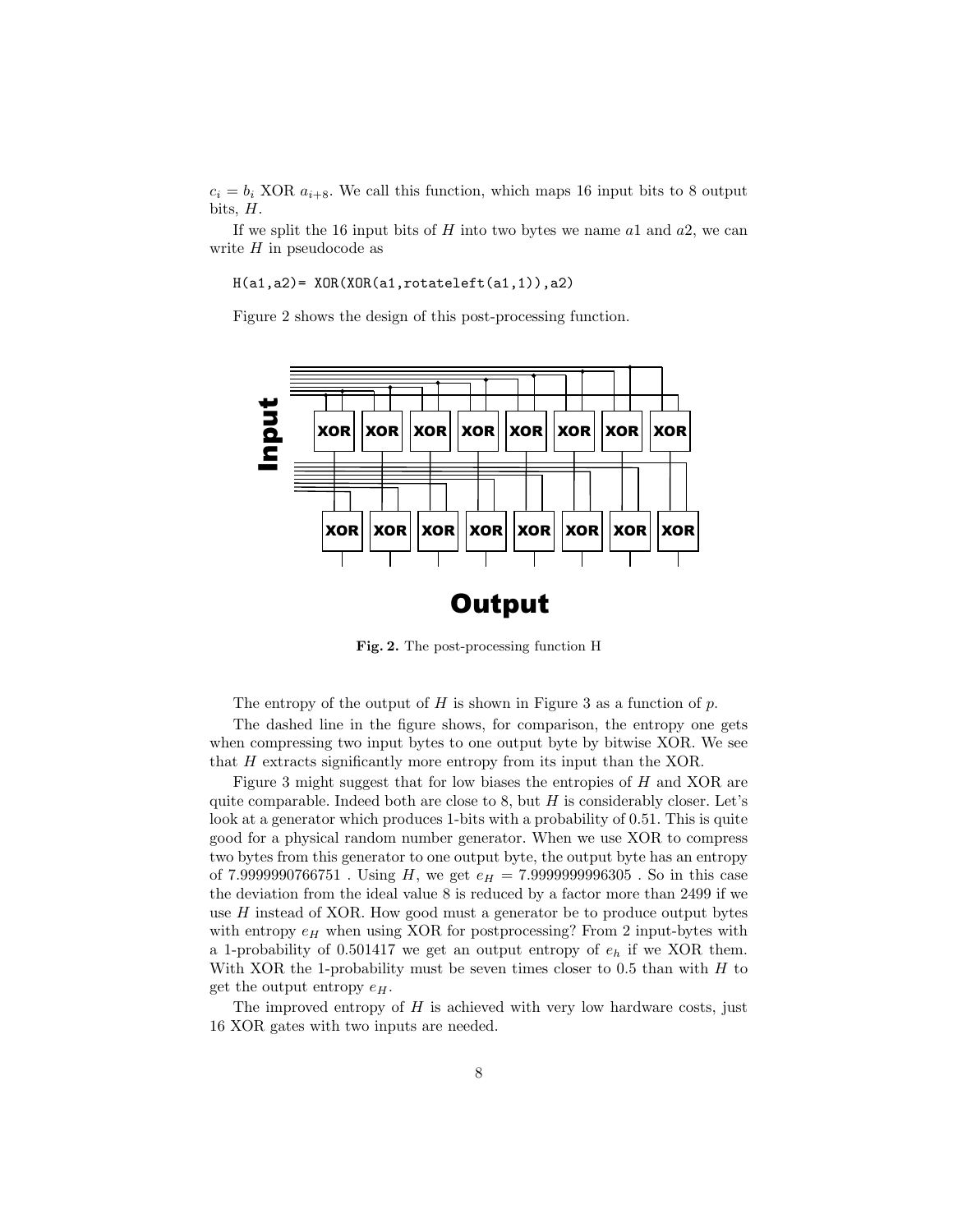$c_i = b_i$ XOR $a_{i+8}$. We call this function, which maps 16 input bits to 8 output bits, $H$.

If we split the 16 input bits of $H$ into two bytes we name $a1$ and $a2$, we can write $H$ in pseudocode as

```
H(a1,a2)= XOR(XOR(a1,rotateleft(a1,1)),a2)
```

Figure 2 shows the design of this post-processing function.

**Fig. 2.** The post-processing function H

The entropy of the output of $H$ is shown in Figure 3 as a function of $p$.

The dashed line in the figure shows, for comparison, the entropy one gets when compressing two input bytes to one output byte by bitwise XOR. We see that $H$ extracts significantly more entropy from its input than the XOR.

Figure 3 might suggest that for low biases the entropies of $H$ and XOR are quite comparable. Indeed both are close to 8, but $H$ is considerably closer. Let's look at a generator which produces 1-bits with a probability of 0.51. This is quite good for a physical random number generator. When we use XOR to compress two bytes from this generator to one output byte, the output byte has an entropy of 7.9999990766751 . Using $H$, we get $e_H = 7.9999999996305$ . So in this case the deviation from the ideal value 8 is reduced by a factor more than 2499 if we use $H$ instead of XOR. How good must a generator be to produce output bytes with entropy $e_H$ when using XOR for postprocessing? From 2 input-bytes with a 1-probability of 0.501417 we get an output entropy of $e_h$ if we XOR them. With XOR the 1-probability must be seven times closer to 0.5 than with $H$ to get the output entropy $e_H$.

The improved entropy of $H$ is achieved with very low hardware costs, just 16 XOR gates with two inputs are needed.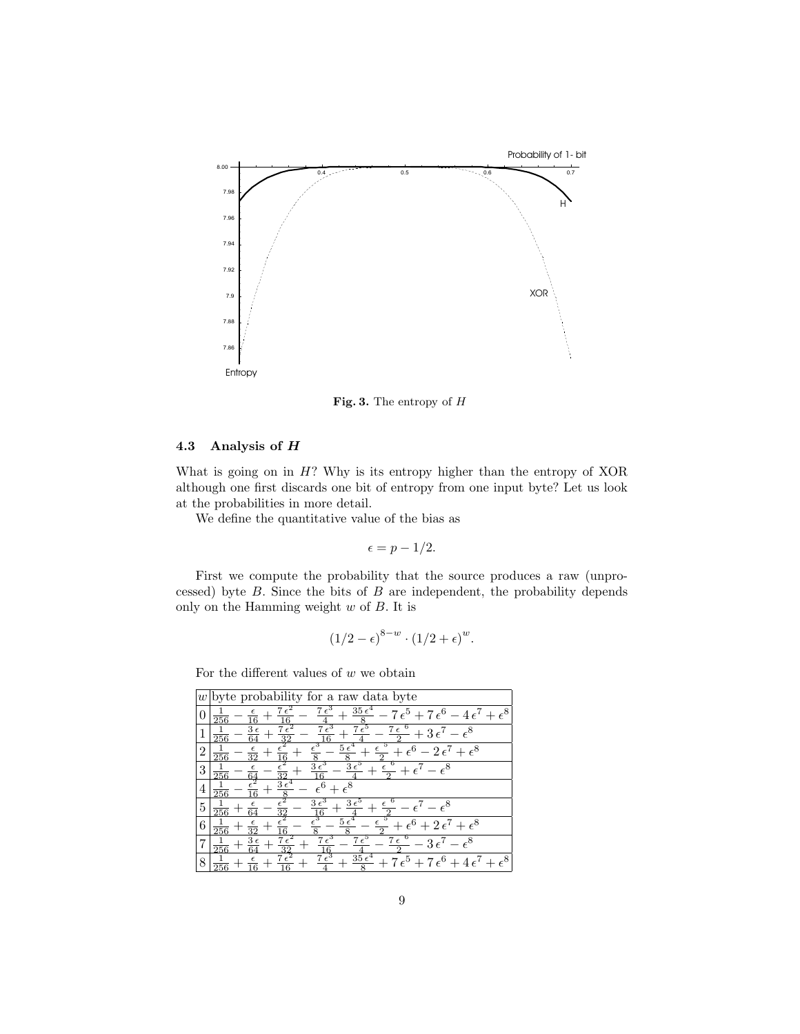Fig. 3. The entropy of $H$

### 4.3 Analysis of $H$

What is going on in $H$? Why is its entropy higher than the entropy of XOR although one first discards one bit of entropy from one input byte? Let us look at the probabilities in more detail.

We define the quantitative value of the bias as

$$\epsilon = p - 1/2.$$

First we compute the probability that the source produces a raw (unprocessed) byte $B$. Since the bits of $B$ are independent, the probability depends only on the Hamming weight $w$ of $B$. It is

$$(1/2 - \epsilon)^{8-w} \cdot (1/2 + \epsilon)^{w}.$$

For the different values of $w$ we obtain

| $w$ | byte probability for a raw data byte |
|---|---|
| 0 | $\frac{1}{256} - \frac{\epsilon}{16} + \frac{7\,\epsilon^2}{16} - \frac{7\,\epsilon^3}{4} + \frac{35\,\epsilon^4}{8} - 7\,\epsilon^5 + 7\,\epsilon^6 - 4\,\epsilon^7 + \epsilon^8$ |
| 1 | $\frac{1}{256} - \frac{3\,\epsilon}{64} + \frac{7\,\epsilon^2}{32} - \frac{7\,\epsilon^3}{16} + \frac{7\,\epsilon^5}{4} - \frac{7\,\epsilon^6}{2} + 3\,\epsilon^7 - \epsilon^8$ |
| 2 | $\frac{1}{256} - \frac{\epsilon}{32} + \frac{\epsilon^2}{16} + \frac{\epsilon^3}{8} - \frac{5\,\epsilon^4}{8} + \frac{\epsilon^5}{2} + \epsilon^6 - 2\,\epsilon^7 + \epsilon^8$ |
| 3 | $\frac{1}{256} - \frac{\epsilon}{64} - \frac{\epsilon^2}{32} + \frac{3\,\epsilon^3}{16} - \frac{3\,\epsilon^5}{4} + \frac{\epsilon^6}{2} + \epsilon^7 - \epsilon^8$ |
| 4 | $\frac{1}{256} - \frac{\epsilon^2}{16} + \frac{3\,\epsilon^4}{8} - \epsilon^6 + \epsilon^8$ |
| 5 | $\frac{1}{256} + \frac{\epsilon}{64} - \frac{\epsilon^2}{32} - \frac{3\,\epsilon^3}{16} + \frac{3\,\epsilon^5}{4} + \frac{\epsilon^6}{2} - \epsilon^7 - \epsilon^8$ |
| 6 | $\frac{1}{256} + \frac{\epsilon}{32} + \frac{\epsilon^2}{16} - \frac{\epsilon^3}{8} - \frac{5\,\epsilon^4}{8} - \frac{\epsilon^5}{2} + \epsilon^6 + 2\,\epsilon^7 + \epsilon^8$ |
| 7 | $\frac{1}{256} + \frac{3\,\epsilon}{64} + \frac{7\,\epsilon^2}{32} + \frac{7\,\epsilon^3}{16} - \frac{7\,\epsilon^5}{4} - \frac{7\,\epsilon^6}{2} - 3\,\epsilon^7 - \epsilon^8$ |
| 8 | $\frac{1}{256} + \frac{\epsilon}{16} + \frac{7\,\epsilon^2}{16} + \frac{7\,\epsilon^3}{4} + \frac{35\,\epsilon^4}{8} + 7\,\epsilon^5 + 7\,\epsilon^6 + 4\,\epsilon^7 + \epsilon^8$ |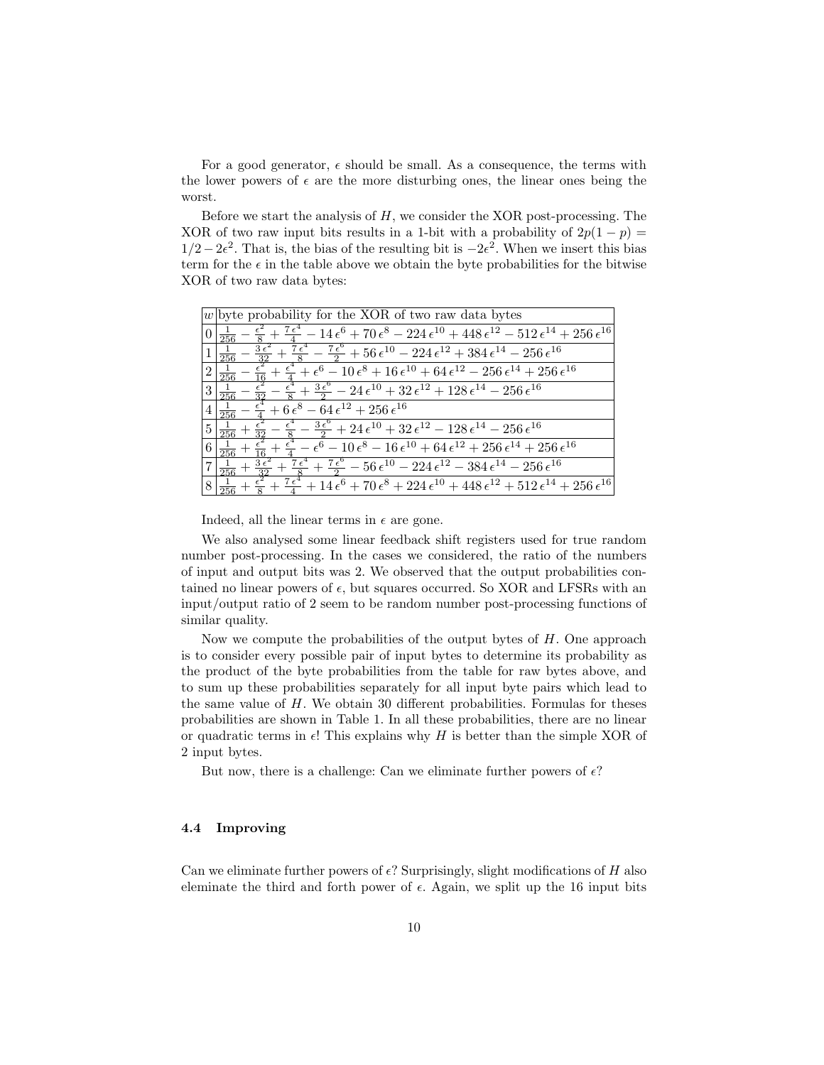For a good generator, $\epsilon$ should be small. As a consequence, the terms with the lower powers of $\epsilon$ are the more disturbing ones, the linear ones being the worst.

Before we start the analysis of $H$, we consider the XOR post-processing. The XOR of two raw input bits results in a 1-bit with a probability of $2p(1-p) = 1/2 - 2\epsilon^2$. That is, the bias of the resulting bit is $-2\epsilon^2$. When we insert this bias term for the $\epsilon$ in the table above we obtain the byte probabilities for the bitwise XOR of two raw data bytes:

| $w$ | byte probability for the XOR of two raw data bytes |
|---|---|
| 0 | $\frac{1}{256} - \frac{\epsilon^2}{8} + \frac{7\,\epsilon^4}{4} - 14\,\epsilon^6 + 70\,\epsilon^8 - 224\,\epsilon^{10} + 448\,\epsilon^{12} - 512\,\epsilon^{14} + 256\,\epsilon^{16}$ |
| 1 | $\frac{1}{256} - \frac{3\,\epsilon^2}{32} + \frac{7\,\epsilon^4}{8} - \frac{7\,\epsilon^6}{2} + 56\,\epsilon^{10} - 224\,\epsilon^{12} + 384\,\epsilon^{14} - 256\,\epsilon^{16}$ |
| 2 | $\frac{1}{256} - \frac{\epsilon^2}{16} + \frac{\epsilon^4}{4} + \epsilon^6 - 10\,\epsilon^8 + 16\,\epsilon^{10} + 64\,\epsilon^{12} - 256\,\epsilon^{14} + 256\,\epsilon^{16}$ |
| 3 | $\frac{1}{256} - \frac{\epsilon^2}{32} - \frac{\epsilon^4}{8} + \frac{3\,\epsilon^6}{2} - 24\,\epsilon^{10} + 32\,\epsilon^{12} + 128\,\epsilon^{14} - 256\,\epsilon^{16}$ |
| 4 | $\frac{1}{256} - \frac{\epsilon^4}{4} + 6\,\epsilon^8 - 64\,\epsilon^{12} + 256\,\epsilon^{16}$ |
| 5 | $\frac{1}{256} + \frac{\epsilon^2}{32} - \frac{\epsilon^4}{8} - \frac{3\,\epsilon^6}{2} + 24\,\epsilon^{10} + 32\,\epsilon^{12} - 128\,\epsilon^{14} - 256\,\epsilon^{16}$ |
| 6 | $\frac{1}{256} + \frac{\epsilon^2}{16} + \frac{\epsilon^4}{4} - \epsilon^6 - 10\,\epsilon^8 - 16\,\epsilon^{10} + 64\,\epsilon^{12} + 256\,\epsilon^{14} + 256\,\epsilon^{16}$ |
| 7 | $\frac{1}{256} + \frac{3\,\epsilon^2}{32} + \frac{7\,\epsilon^4}{8} + \frac{7\,\epsilon^6}{2} - 56\,\epsilon^{10} - 224\,\epsilon^{12} - 384\,\epsilon^{14} - 256\,\epsilon^{16}$ |
| 8 | $\frac{1}{256} + \frac{\epsilon^2}{8} + \frac{7\,\epsilon^4}{4} + 14\,\epsilon^6 + 70\,\epsilon^8 + 224\,\epsilon^{10} + 448\,\epsilon^{12} + 512\,\epsilon^{14} + 256\,\epsilon^{16}$ |

Indeed, all the linear terms in $\epsilon$ are gone.

We also analysed some linear feedback shift registers used for true random number post-processing. In the cases we considered, the ratio of the numbers of input and output bits was 2. We observed that the output probabilities contained no linear powers of $\epsilon$, but squares occurred. So XOR and LFSRs with an input/output ratio of 2 seem to be random number post-processing functions of similar quality.

Now we compute the probabilities of the output bytes of $H$. One approach is to consider every possible pair of input bytes to determine its probability as the product of the byte probabilities from the table for raw bytes above, and to sum up these probabilities separately for all input byte pairs which lead to the same value of $H$. We obtain 30 different probabilities. Formulas for theses probabilities are shown in Table 1. In all these probabilities, there are no linear or quadratic terms in $\epsilon$! This explains why $H$ is better than the simple XOR of 2 input bytes.

But now, there is a challenge: Can we eliminate further powers of $\epsilon$?

### 4.4 Improving

Can we eliminate further powers of $\epsilon$? Surprisingly, slight modifications of $H$ also eleminate the third and forth power of $\epsilon$. Again, we split up the 16 input bits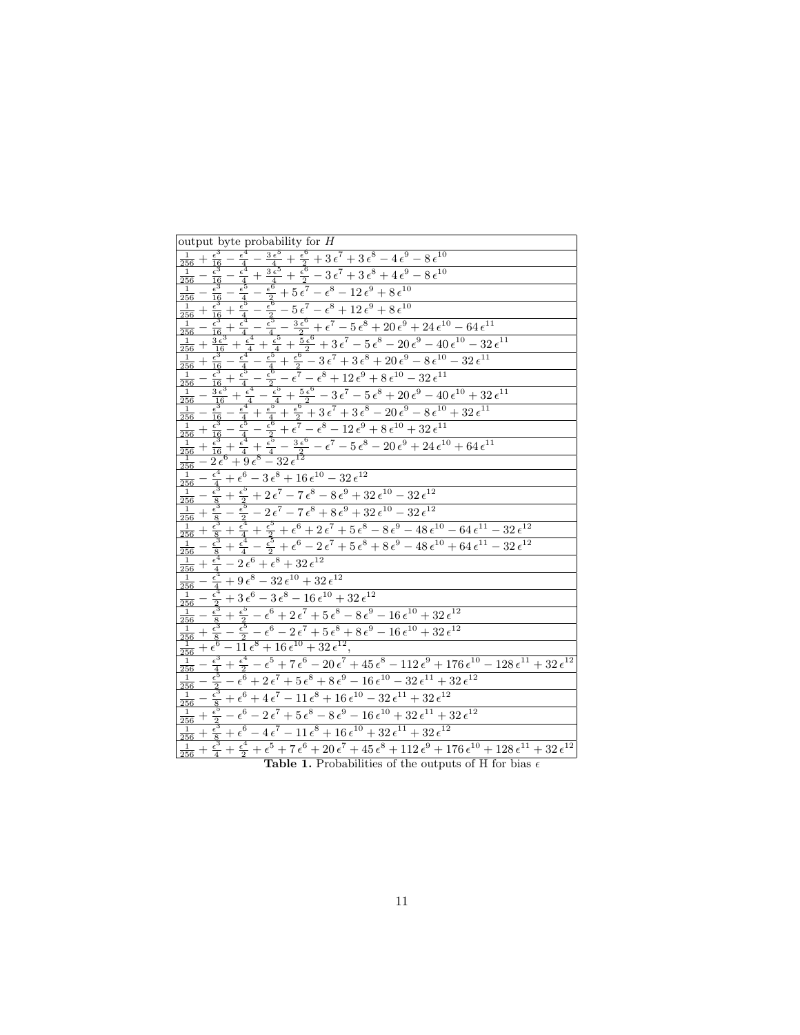| output byte probability for $H$ |
|---|
| $\frac{1}{256}+\frac{\epsilon^3}{16}-\frac{\epsilon^4}{4}-\frac{3\,\epsilon^5}{4}+\frac{\epsilon^6}{2}+3\,\epsilon^7+3\,\epsilon^8-4\,\epsilon^9-8\,\epsilon^{10}$ |
| $\frac{1}{256}-\frac{\epsilon^3}{16}-\frac{\epsilon^4}{4}+\frac{3\,\epsilon^5}{4}+\frac{\epsilon^6}{2}-3\,\epsilon^7+3\,\epsilon^8+4\,\epsilon^9-8\,\epsilon^{10}$ |
| $\frac{1}{256}-\frac{\epsilon^3}{16}-\frac{\epsilon^5}{4}-\frac{\epsilon^6}{2}+5\,\epsilon^7-\epsilon^8-12\,\epsilon^9+8\,\epsilon^{10}$ |
| $\frac{1}{256}+\frac{\epsilon^3}{16}+\frac{\epsilon^5}{4}-\frac{\epsilon^6}{2}-5\,\epsilon^7-\epsilon^8+12\,\epsilon^9+8\,\epsilon^{10}$ |
| $\frac{1}{256}-\frac{\epsilon^3}{16}+\frac{\epsilon^4}{4}-\frac{\epsilon^5}{4}-\frac{3\,\epsilon^6}{2}+\epsilon^7-5\,\epsilon^8+20\,\epsilon^9+24\,\epsilon^{10}-64\,\epsilon^{11}$ |
| $\frac{1}{256}+\frac{3\,\epsilon^3}{16}+\frac{\epsilon^4}{4}+\frac{\epsilon^5}{4}+\frac{5\,\epsilon^6}{2}+3\,\epsilon^7-5\,\epsilon^8-20\,\epsilon^9-40\,\epsilon^{10}-32\,\epsilon^{11}$ |
| $\frac{1}{256}+\frac{\epsilon^3}{16}-\frac{\epsilon^4}{4}-\frac{\epsilon^5}{4}+\frac{\epsilon^6}{2}-3\,\epsilon^7+3\,\epsilon^8+20\,\epsilon^9-8\,\epsilon^{10}-32\,\epsilon^{11}$ |
| $\frac{1}{256}-\frac{\epsilon^3}{16}+\frac{\epsilon^5}{4}-\frac{\epsilon^6}{2}-\epsilon^7-\epsilon^8+12\,\epsilon^9+8\,\epsilon^{10}-32\,\epsilon^{11}$ |
| $\frac{1}{256}-\frac{3\,\epsilon^3}{16}+\frac{\epsilon^4}{4}-\frac{\epsilon^5}{4}+\frac{5\,\epsilon^6}{2}-3\,\epsilon^7-5\,\epsilon^8+20\,\epsilon^9-40\,\epsilon^{10}+32\,\epsilon^{11}$ |
| $\frac{1}{256}-\frac{\epsilon^3}{16}-\frac{\epsilon^4}{4}+\frac{\epsilon^5}{4}+\frac{\epsilon^6}{2}+3\,\epsilon^7+3\,\epsilon^8-20\,\epsilon^9-8\,\epsilon^{10}+32\,\epsilon^{11}$ |
| $\frac{1}{256}+\frac{\epsilon^3}{16}-\frac{\epsilon^5}{4}-\frac{\epsilon^6}{2}+\epsilon^7-\epsilon^8-12\,\epsilon^9+8\,\epsilon^{10}+32\,\epsilon^{11}$ |
| $\frac{1}{256}+\frac{\epsilon^3}{16}+\frac{\epsilon^4}{4}+\frac{\epsilon^5}{4}-\frac{3\,\epsilon^6}{2}-\epsilon^7-5\,\epsilon^8-20\,\epsilon^9+24\,\epsilon^{10}+64\,\epsilon^{11}$ |
| $\frac{1}{256}-2\,\epsilon^6+9\,\epsilon^8-32\,\epsilon^{12}$ |
| $\frac{1}{256}-\frac{\epsilon^4}{4}+\epsilon^6-3\,\epsilon^8+16\,\epsilon^{10}-32\,\epsilon^{12}$ |
| $\frac{1}{256}-\frac{\epsilon^3}{8}+\frac{\epsilon^5}{2}+2\,\epsilon^7-7\,\epsilon^8-8\,\epsilon^9+32\,\epsilon^{10}-32\,\epsilon^{12}$ |
| $\frac{1}{256}+\frac{\epsilon^3}{8}-\frac{\epsilon^5}{2}-2\,\epsilon^7-7\,\epsilon^8+8\,\epsilon^9+32\,\epsilon^{10}-32\,\epsilon^{12}$ |
| $\frac{1}{256}+\frac{\epsilon^3}{8}+\frac{\epsilon^4}{4}+\frac{\epsilon^5}{2}+\epsilon^6+2\,\epsilon^7+5\,\epsilon^8-8\,\epsilon^9-48\,\epsilon^{10}-64\,\epsilon^{11}-32\,\epsilon^{12}$ |
| $\frac{1}{256}-\frac{\epsilon^3}{8}+\frac{\epsilon^4}{4}-\frac{\epsilon^5}{2}+\epsilon^6-2\,\epsilon^7+5\,\epsilon^8+8\,\epsilon^9-48\,\epsilon^{10}+64\,\epsilon^{11}-32\,\epsilon^{12}$ |
| $\frac{1}{256}+\frac{\epsilon^4}{4}-2\,\epsilon^6+\epsilon^8+32\,\epsilon^{12}$ |
| $\frac{1}{256}-\frac{\epsilon^4}{4}+9\,\epsilon^8-32\,\epsilon^{10}+32\,\epsilon^{12}$ |
| $\frac{1}{256}-\frac{\epsilon^4}{2}+3\,\epsilon^6-3\,\epsilon^8-16\,\epsilon^{10}+32\,\epsilon^{12}$ |
| $\frac{1}{256}-\frac{\epsilon^3}{8}+\frac{\epsilon^5}{2}-\epsilon^6+2\,\epsilon^7+5\,\epsilon^8-8\,\epsilon^9-16\,\epsilon^{10}+32\,\epsilon^{12}$ |
| $\frac{1}{256}+\frac{\epsilon^3}{8}-\frac{\epsilon^5}{2}-\epsilon^6-2\,\epsilon^7+5\,\epsilon^8+8\,\epsilon^9-16\,\epsilon^{10}+32\,\epsilon^{12}$ |
| $\frac{1}{256}+\epsilon^6-11\,\epsilon^8+16\,\epsilon^{10}+32\,\epsilon^{12},$ |
| $\frac{1}{256}-\frac{\epsilon^3}{4}+\frac{\epsilon^4}{2}-\epsilon^5+7\,\epsilon^6-20\,\epsilon^7+45\,\epsilon^8-112\,\epsilon^9+176\,\epsilon^{10}-128\,\epsilon^{11}+32\,\epsilon^{12}$ |
| $\frac{1}{256}-\frac{\epsilon^5}{2}-\epsilon^6+2\,\epsilon^7+5\,\epsilon^8+8\,\epsilon^9-16\,\epsilon^{10}-32\,\epsilon^{11}+32\,\epsilon^{12}$ |
| $\frac{1}{256}-\frac{\epsilon^3}{8}+\epsilon^6+4\,\epsilon^7-11\,\epsilon^8+16\,\epsilon^{10}-32\,\epsilon^{11}+32\,\epsilon^{12}$ |
| $\frac{1}{256}+\frac{\epsilon^5}{2}-\epsilon^6-2\,\epsilon^7+5\,\epsilon^8-8\,\epsilon^9-16\,\epsilon^{10}+32\,\epsilon^{11}+32\,\epsilon^{12}$ |
| $\frac{1}{256}+\frac{\epsilon^3}{8}+\epsilon^6-4\,\epsilon^7-11\,\epsilon^8+16\,\epsilon^{10}+32\,\epsilon^{11}+32\,\epsilon^{12}$ |
| $\frac{1}{256}+\frac{\epsilon^3}{4}+\frac{\epsilon^4}{2}+\epsilon^5+7\,\epsilon^6+20\,\epsilon^7+45\,\epsilon^8+112\,\epsilon^9+176\,\epsilon^{10}+128\,\epsilon^{11}+32\,\epsilon^{12}$ |

**Table 1.** Probabilities of the outputs of H for bias $\epsilon$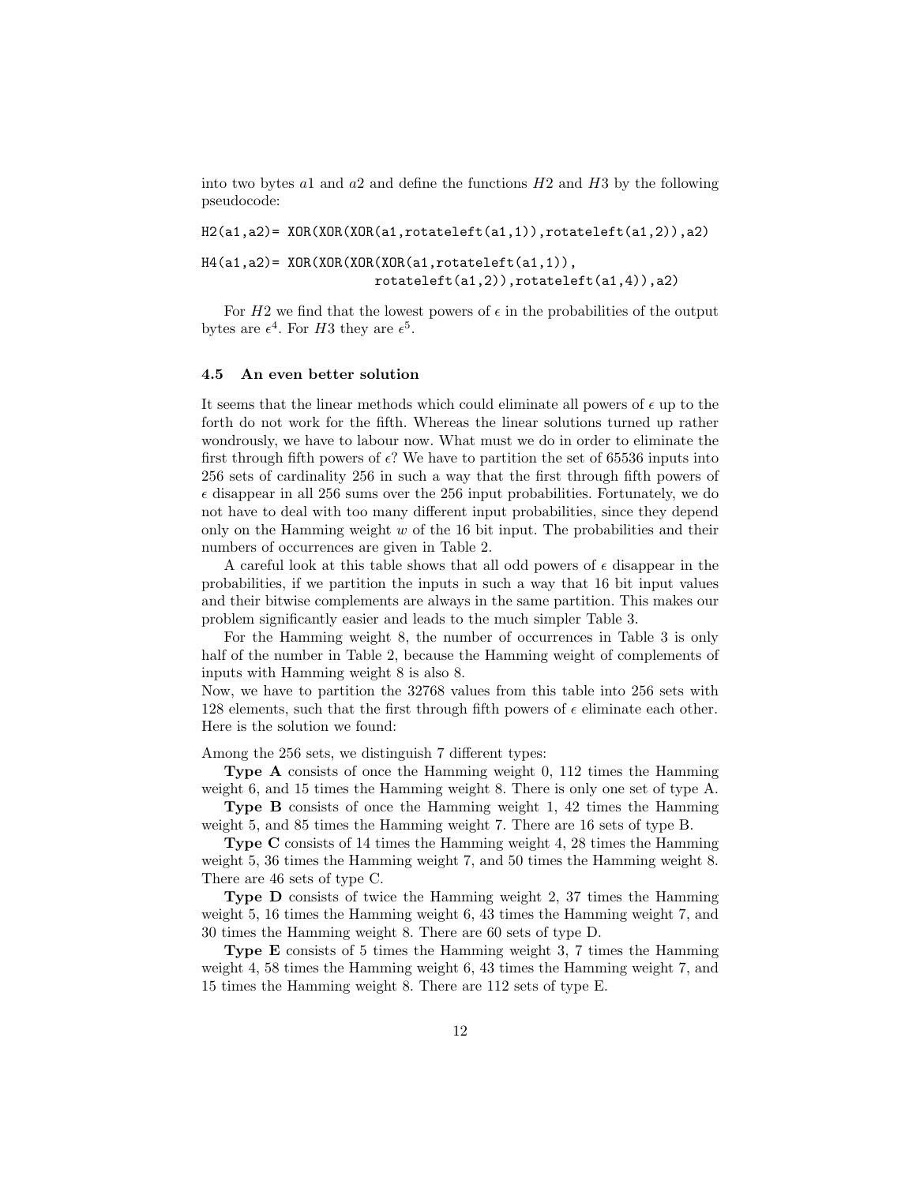into two bytes $a1$ and $a2$ and define the functions $H2$ and $H3$ by the following pseudocode:

```
H2(a1,a2)= XOR(XOR(XOR(a1,rotateleft(a1,1)),rotateleft(a1,2)),a2)

H4(a1,a2)= XOR(XOR(XOR(XOR(a1,rotateleft(a1,1)),
                    rotateleft(a1,2)),rotateleft(a1,4)),a2)
```

For $H2$ we find that the lowest powers of $\epsilon$ in the probabilities of the output bytes are $\epsilon^4$. For $H3$ they are $\epsilon^5$.

### 4.5 An even better solution

It seems that the linear methods which could eliminate all powers of $\epsilon$ up to the forth do not work for the fifth. Whereas the linear solutions turned up rather wondrously, we have to labour now. What must we do in order to eliminate the first through fifth powers of $\epsilon$? We have to partition the set of 65536 inputs into 256 sets of cardinality 256 in such a way that the first through fifth powers of $\epsilon$ disappear in all 256 sums over the 256 input probabilities. Fortunately, we do not have to deal with too many different input probabilities, since they depend only on the Hamming weight $w$ of the 16 bit input. The probabilities and their numbers of occurrences are given in Table 2.

A careful look at this table shows that all odd powers of $\epsilon$ disappear in the probabilities, if we partition the inputs in such a way that 16 bit input values and their bitwise complements are always in the same partition. This makes our problem significantly easier and leads to the much simpler Table 3.

For the Hamming weight 8, the number of occurrences in Table 3 is only half of the number in Table 2, because the Hamming weight of complements of inputs with Hamming weight 8 is also 8.
Now, we have to partition the 32768 values from this table into 256 sets with 128 elements, such that the first through fifth powers of $\epsilon$ eliminate each other. Here is the solution we found:

Among the 256 sets, we distinguish 7 different types:

**Type A** consists of once the Hamming weight 0, 112 times the Hamming weight 6, and 15 times the Hamming weight 8. There is only one set of type A.

**Type B** consists of once the Hamming weight 1, 42 times the Hamming weight 5, and 85 times the Hamming weight 7. There are 16 sets of type B.

**Type C** consists of 14 times the Hamming weight 4, 28 times the Hamming weight 5, 36 times the Hamming weight 7, and 50 times the Hamming weight 8. There are 46 sets of type C.

**Type D** consists of twice the Hamming weight 2, 37 times the Hamming weight 5, 16 times the Hamming weight 6, 43 times the Hamming weight 7, and 30 times the Hamming weight 8. There are 60 sets of type D.

**Type E** consists of 5 times the Hamming weight 3, 7 times the Hamming weight 4, 58 times the Hamming weight 6, 43 times the Hamming weight 7, and 15 times the Hamming weight 8. There are 112 sets of type E.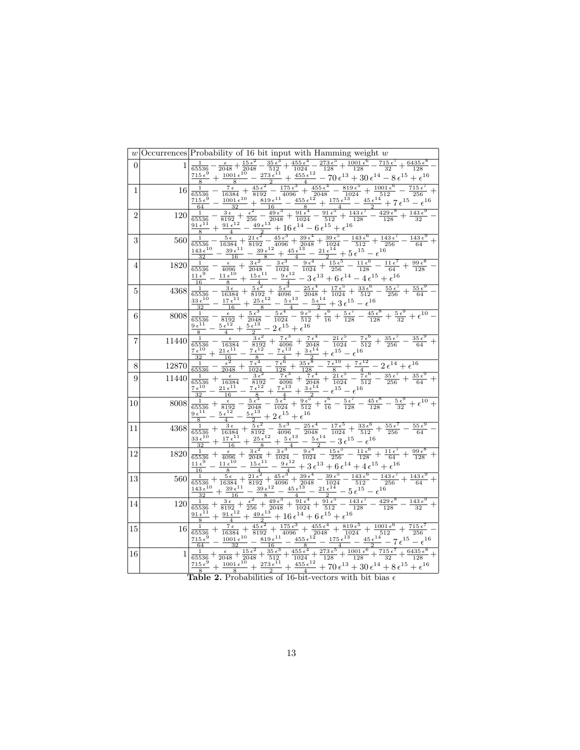| $w$ | Occurrences | Probability of 16 bit input with Hamming weight $w$ |
|---|---|---|
| 0 | 1 | $\frac{1}{65536} - \frac{\epsilon}{2048} + \frac{15\,\epsilon^2}{2048} - \frac{35\,\epsilon^3}{512} + \frac{455\,\epsilon^4}{1024} - \frac{273\,\epsilon^5}{128} + \frac{1001\,\epsilon^6}{128} - \frac{715\,\epsilon^7}{32} + \frac{6435\,\epsilon^8}{128} - \frac{715\,\epsilon^9}{8} + \frac{1001\,\epsilon^{10}}{8} - \frac{273\,\epsilon^{11}}{2} + \frac{455\,\epsilon^{12}}{4} - 70\,\epsilon^{13} + 30\,\epsilon^{14} - 8\,\epsilon^{15} + \epsilon^{16}$ |
| 1 | 16 | $\frac{1}{65536} - \frac{7\,\epsilon}{16384} + \frac{45\,\epsilon^2}{8192} - \frac{175\,\epsilon^3}{4096} + \frac{455\,\epsilon^4}{2048} - \frac{819\,\epsilon^5}{1024} + \frac{1001\,\epsilon^6}{512} - \frac{715\,\epsilon^7}{256} + \frac{715\,\epsilon^9}{64} - \frac{1001\,\epsilon^{10}}{32} + \frac{819\,\epsilon^{11}}{16} - \frac{455\,\epsilon^{12}}{8} + \frac{175\,\epsilon^{13}}{4} - \frac{45\,\epsilon^{14}}{2} + 7\,\epsilon^{15} - \epsilon^{16}$ |
| 2 | 120 | $\frac{1}{65536} - \frac{3\,\epsilon}{8192} + \frac{\epsilon^2}{256} - \frac{49\,\epsilon^3}{2048} + \frac{91\,\epsilon^4}{1024} - \frac{91\,\epsilon^5}{512} + \frac{143\,\epsilon^7}{128} - \frac{429\,\epsilon^8}{128} + \frac{143\,\epsilon^9}{32} - \frac{91\,\epsilon^{11}}{8} + \frac{91\,\epsilon^{12}}{4} - \frac{49\,\epsilon^{13}}{2} + 16\,\epsilon^{14} - 6\,\epsilon^{15} + \epsilon^{16}$ |
| 3 | 560 | $\frac{1}{65536} - \frac{5\,\epsilon}{16384} + \frac{21\,\epsilon^2}{8192} - \frac{45\,\epsilon^3}{4096} + \frac{39\,\epsilon^4}{2048} + \frac{39\,\epsilon^5}{1024} - \frac{143\,\epsilon^6}{512} + \frac{143\,\epsilon^7}{256} - \frac{143\,\epsilon^9}{64} + \frac{143\,\epsilon^{10}}{32} - \frac{39\,\epsilon^{11}}{16} - \frac{39\,\epsilon^{12}}{8} + \frac{45\,\epsilon^{13}}{4} - \frac{21\,\epsilon^{14}}{2} + 5\,\epsilon^{15} - \epsilon^{16}$ |
| 4 | 1820 | $\frac{1}{65536} - \frac{\epsilon}{4096} + \frac{3\,\epsilon^2}{2048} - \frac{3\,\epsilon^3}{1024} - \frac{9\,\epsilon^4}{1024} + \frac{15\,\epsilon^5}{256} - \frac{11\,\epsilon^6}{128} - \frac{11\,\epsilon^7}{64} + \frac{99\,\epsilon^8}{128} - \frac{11\,\epsilon^9}{16} - \frac{11\,\epsilon^{10}}{8} + \frac{15\,\epsilon^{11}}{4} - \frac{9\,\epsilon^{12}}{4} - 3\,\epsilon^{13} + 6\,\epsilon^{14} - 4\,\epsilon^{15} + \epsilon^{16}$ |
| 5 | 4368 | $\frac{1}{65536} - \frac{3\,\epsilon}{16384} + \frac{5\,\epsilon^2}{8192} + \frac{5\,\epsilon^3}{4096} - \frac{25\,\epsilon^4}{2048} + \frac{17\,\epsilon^5}{1024} + \frac{33\,\epsilon^6}{512} - \frac{55\,\epsilon^7}{256} + \frac{55\,\epsilon^9}{64} - \frac{33\,\epsilon^{10}}{32} - \frac{17\,\epsilon^{11}}{16} + \frac{25\,\epsilon^{12}}{8} - \frac{5\,\epsilon^{13}}{4} - \frac{5\,\epsilon^{14}}{2} + 3\,\epsilon^{15} - \epsilon^{16}$ |
| 6 | 8008 | $\frac{1}{65536} - \frac{\epsilon}{8192} + \frac{5\,\epsilon^3}{2048} - \frac{5\,\epsilon^4}{1024} - \frac{9\,\epsilon^5}{512} + \frac{\epsilon^6}{16} + \frac{5\,\epsilon^7}{128} - \frac{45\,\epsilon^8}{128} + \frac{5\,\epsilon^9}{32} + \epsilon^{10} - \frac{9\,\epsilon^{11}}{8} - \frac{5\,\epsilon^{12}}{4} + \frac{5\,\epsilon^{13}}{2} - 2\,\epsilon^{15} + \epsilon^{16}$ |
| 7 | 11440 | $\frac{1}{65536} - \frac{\epsilon}{16384} - \frac{3\,\epsilon^2}{8192} + \frac{7\,\epsilon^3}{4096} + \frac{7\,\epsilon^4}{2048} - \frac{21\,\epsilon^5}{1024} - \frac{7\,\epsilon^6}{512} + \frac{35\,\epsilon^7}{256} - \frac{35\,\epsilon^9}{64} + \frac{7\,\epsilon^{10}}{32} + \frac{21\,\epsilon^{11}}{16} - \frac{7\,\epsilon^{12}}{8} - \frac{7\,\epsilon^{13}}{4} + \frac{3\,\epsilon^{14}}{2} + \epsilon^{15} - \epsilon^{16}$ |
| 8 | 12870 | $\frac{1}{65536} - \frac{\epsilon^2}{2048} + \frac{7\,\epsilon^4}{1024} - \frac{7\,\epsilon^6}{128} + \frac{35\,\epsilon^8}{128} - \frac{7\,\epsilon^{10}}{8} + \frac{7\,\epsilon^{12}}{4} - 2\,\epsilon^{14} + \epsilon^{16}$ |
| 9 | 11440 | $\frac{1}{65536} + \frac{\epsilon}{16384} - \frac{3\,\epsilon^2}{8192} - \frac{7\,\epsilon^3}{4096} + \frac{7\,\epsilon^4}{2048} + \frac{21\,\epsilon^5}{1024} - \frac{7\,\epsilon^6}{512} - \frac{35\,\epsilon^7}{256} + \frac{35\,\epsilon^9}{64} + \frac{7\,\epsilon^{10}}{32} - \frac{21\,\epsilon^{11}}{16} - \frac{7\,\epsilon^{12}}{8} + \frac{7\,\epsilon^{13}}{4} + \frac{3\,\epsilon^{14}}{2} - \epsilon^{15} - \epsilon^{16}$ |
| 10 | 8008 | $\frac{1}{65536} + \frac{\epsilon}{8192} - \frac{5\,\epsilon^3}{2048} - \frac{5\,\epsilon^4}{1024} + \frac{9\,\epsilon^5}{512} + \frac{\epsilon^6}{16} - \frac{5\,\epsilon^7}{128} - \frac{45\,\epsilon^8}{128} - \frac{5\,\epsilon^9}{32} + \epsilon^{10} + \frac{9\,\epsilon^{11}}{8} - \frac{5\,\epsilon^{12}}{4} - \frac{5\,\epsilon^{13}}{2} + 2\,\epsilon^{15} + \epsilon^{16}$ |
| 11 | 4368 | $\frac{1}{65536} + \frac{3\,\epsilon}{16384} + \frac{5\,\epsilon^2}{8192} - \frac{5\,\epsilon^3}{4096} - \frac{25\,\epsilon^4}{2048} - \frac{17\,\epsilon^5}{1024} + \frac{33\,\epsilon^6}{512} + \frac{55\,\epsilon^7}{256} - \frac{55\,\epsilon^9}{64} - \frac{33\,\epsilon^{10}}{32} + \frac{17\,\epsilon^{11}}{16} + \frac{25\,\epsilon^{12}}{8} + \frac{5\,\epsilon^{13}}{4} - \frac{5\,\epsilon^{14}}{2} - 3\,\epsilon^{15} - \epsilon^{16}$ |
| 12 | 1820 | $\frac{1}{65536} + \frac{\epsilon}{4096} + \frac{3\,\epsilon^2}{2048} + \frac{3\,\epsilon^3}{1024} - \frac{9\,\epsilon^4}{1024} - \frac{15\,\epsilon^5}{256} - \frac{11\,\epsilon^6}{128} + \frac{11\,\epsilon^7}{64} + \frac{99\,\epsilon^8}{128} + \frac{11\,\epsilon^9}{16} - \frac{11\,\epsilon^{10}}{8} - \frac{15\,\epsilon^{11}}{4} - \frac{9\,\epsilon^{12}}{4} + 3\,\epsilon^{13} + 6\,\epsilon^{14} + 4\,\epsilon^{15} + \epsilon^{16}$ |
| 13 | 560 | $\frac{1}{65536} + \frac{5\,\epsilon}{16384} + \frac{21\,\epsilon^2}{8192} + \frac{45\,\epsilon^3}{4096} + \frac{39\,\epsilon^4}{2048} - \frac{39\,\epsilon^5}{1024} - \frac{143\,\epsilon^6}{512} - \frac{143\,\epsilon^7}{256} + \frac{143\,\epsilon^9}{64} + \frac{143\,\epsilon^{10}}{32} + \frac{39\,\epsilon^{11}}{16} - \frac{39\,\epsilon^{12}}{8} - \frac{45\,\epsilon^{13}}{4} - \frac{21\,\epsilon^{14}}{2} - 5\,\epsilon^{15} - \epsilon^{16}$ |
| 14 | 120 | $\frac{1}{65536} + \frac{3\,\epsilon}{8192} + \frac{\epsilon^2}{256} + \frac{49\,\epsilon^3}{2048} + \frac{91\,\epsilon^4}{1024} + \frac{91\,\epsilon^5}{512} - \frac{143\,\epsilon^7}{128} - \frac{429\,\epsilon^8}{128} - \frac{143\,\epsilon^9}{32} + \frac{91\,\epsilon^{11}}{8} + \frac{91\,\epsilon^{12}}{4} + \frac{49\,\epsilon^{13}}{2} + 16\,\epsilon^{14} + 6\,\epsilon^{15} + \epsilon^{16}$ |
| 15 | 16 | $\frac{1}{65536} + \frac{7\,\epsilon}{16384} + \frac{45\,\epsilon^2}{8192} + \frac{175\,\epsilon^3}{4096} + \frac{455\,\epsilon^4}{2048} + \frac{819\,\epsilon^5}{1024} + \frac{1001\,\epsilon^6}{512} + \frac{715\,\epsilon^7}{256} - \frac{715\,\epsilon^9}{64} - \frac{1001\,\epsilon^{10}}{32} - \frac{819\,\epsilon^{11}}{16} - \frac{455\,\epsilon^{12}}{8} - \frac{175\,\epsilon^{13}}{4} - \frac{45\,\epsilon^{14}}{2} - 7\,\epsilon^{15} - \epsilon^{16}$ |
| 16 | 1 | $\frac{1}{65536} + \frac{\epsilon}{2048} + \frac{15\,\epsilon^2}{2048} + \frac{35\,\epsilon^3}{512} + \frac{455\,\epsilon^4}{1024} + \frac{273\,\epsilon^5}{128} + \frac{1001\,\epsilon^6}{128} + \frac{715\,\epsilon^7}{32} + \frac{6435\,\epsilon^8}{128} + \frac{715\,\epsilon^9}{8} + \frac{1001\,\epsilon^{10}}{8} + \frac{273\,\epsilon^{11}}{2} + \frac{455\,\epsilon^{12}}{4} + 70\,\epsilon^{13} + 30\,\epsilon^{14} + 8\,\epsilon^{15} + \epsilon^{16}$ |

**Table 2.** Probabilities of 16-bit-vectors with bit bias $\epsilon$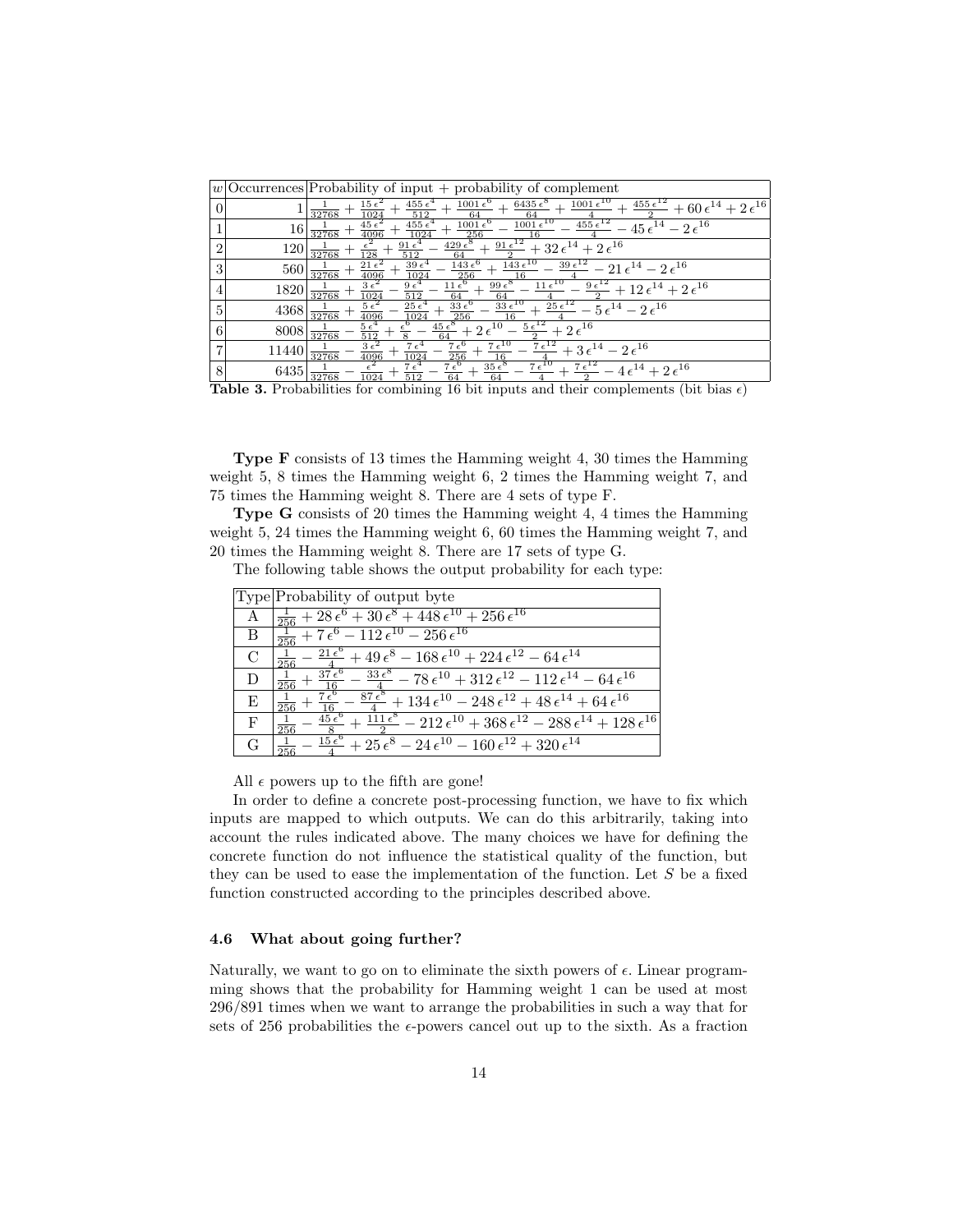| $w$ | Occurrences | Probability of input + probability of complement |
|---|---|---|
| 0 | 1 | $\frac{1}{32768}+\frac{15\,\epsilon^2}{1024}+\frac{455\,\epsilon^4}{512}+\frac{1001\,\epsilon^6}{64}+\frac{6435\,\epsilon^8}{64}+\frac{1001\,\epsilon^{10}}{4}+\frac{455\,\epsilon^{12}}{2}+60\,\epsilon^{14}+2\,\epsilon^{16}$ |
| 1 | 16 | $\frac{1}{32768}+\frac{45\,\epsilon^2}{4096}+\frac{455\,\epsilon^4}{1024}+\frac{1001\,\epsilon^6}{256}-\frac{1001\,\epsilon^{10}}{16}-\frac{455\,\epsilon^{12}}{4}-45\,\epsilon^{14}-2\,\epsilon^{16}$ |
| 2 | 120 | $\frac{1}{32768}+\frac{\epsilon^2}{128}+\frac{91\,\epsilon^4}{512}-\frac{429\,\epsilon^8}{64}+\frac{91\,\epsilon^{12}}{2}+32\,\epsilon^{14}+2\,\epsilon^{16}$ |
| 3 | 560 | $\frac{1}{32768}+\frac{21\,\epsilon^2}{4096}+\frac{39\,\epsilon^4}{1024}-\frac{143\,\epsilon^6}{256}+\frac{143\,\epsilon^{10}}{16}-\frac{39\,\epsilon^{12}}{4}-21\,\epsilon^{14}-2\,\epsilon^{16}$ |
| 4 | 1820 | $\frac{1}{32768}+\frac{3\,\epsilon^2}{1024}-\frac{9\,\epsilon^4}{512}-\frac{11\,\epsilon^6}{64}+\frac{99\,\epsilon^8}{64}-\frac{11\,\epsilon^{10}}{4}-\frac{9\,\epsilon^{12}}{2}+12\,\epsilon^{14}+2\,\epsilon^{16}$ |
| 5 | 4368 | $\frac{1}{32768}+\frac{5\,\epsilon^2}{4096}-\frac{25\,\epsilon^4}{1024}+\frac{33\,\epsilon^6}{256}-\frac{33\,\epsilon^{10}}{16}+\frac{25\,\epsilon^{12}}{4}-5\,\epsilon^{14}-2\,\epsilon^{16}$ |
| 6 | 8008 | $\frac{1}{32768}-\frac{5\,\epsilon^4}{512}+\frac{\epsilon^6}{8}-\frac{45\,\epsilon^8}{64}+2\,\epsilon^{10}-\frac{5\,\epsilon^{12}}{2}+2\,\epsilon^{16}$ |
| 7 | 11440 | $\frac{1}{32768}-\frac{3\,\epsilon^2}{4096}+\frac{7\,\epsilon^4}{1024}-\frac{7\,\epsilon^6}{256}+\frac{7\,\epsilon^{10}}{16}-\frac{7\,\epsilon^{12}}{4}+3\,\epsilon^{14}-2\,\epsilon^{16}$ |
| 8 | 6435 | $\frac{1}{32768}-\frac{\epsilon^2}{1024}+\frac{7\,\epsilon^4}{512}-\frac{7\,\epsilon^6}{64}+\frac{35\,\epsilon^8}{64}-\frac{7\,\epsilon^{10}}{4}+\frac{7\,\epsilon^{12}}{2}-4\,\epsilon^{14}+2\,\epsilon^{16}$ |

**Table 3.** Probabilities for combining 16 bit inputs and their complements (bit bias $\epsilon$)

**Type F** consists of 13 times the Hamming weight 4, 30 times the Hamming weight 5, 8 times the Hamming weight 6, 2 times the Hamming weight 7, and 75 times the Hamming weight 8. There are 4 sets of type F.

**Type G** consists of 20 times the Hamming weight 4, 4 times the Hamming weight 5, 24 times the Hamming weight 6, 60 times the Hamming weight 7, and 20 times the Hamming weight 8. There are 17 sets of type G.

The following table shows the output probability for each type:

| Type | Probability of output byte |
|---|---|
| A | $\frac{1}{256}+28\,\epsilon^6+30\,\epsilon^8+448\,\epsilon^{10}+256\,\epsilon^{16}$ |
| B | $\frac{1}{256}+7\,\epsilon^6-112\,\epsilon^{10}-256\,\epsilon^{16}$ |
| C | $\frac{1}{256}-\frac{21\,\epsilon^6}{4}+49\,\epsilon^8-168\,\epsilon^{10}+224\,\epsilon^{12}-64\,\epsilon^{14}$ |
| D | $\frac{1}{256}+\frac{37\,\epsilon^6}{16}-\frac{33\,\epsilon^8}{4}-78\,\epsilon^{10}+312\,\epsilon^{12}-112\,\epsilon^{14}-64\,\epsilon^{16}$ |
| E | $\frac{1}{256}+\frac{7\,\epsilon^6}{16}-\frac{87\,\epsilon^8}{4}+134\,\epsilon^{10}-248\,\epsilon^{12}+48\,\epsilon^{14}+64\,\epsilon^{16}$ |
| F | $\frac{1}{256}-\frac{45\,\epsilon^6}{8}+\frac{111\,\epsilon^8}{2}-212\,\epsilon^{10}+368\,\epsilon^{12}-288\,\epsilon^{14}+128\,\epsilon^{16}$ |
| G | $\frac{1}{256}-\frac{15\,\epsilon^6}{4}+25\,\epsilon^8-24\,\epsilon^{10}-160\,\epsilon^{12}+320\,\epsilon^{14}$ |

All $\epsilon$ powers up to the fifth are gone!

In order to define a concrete post-processing function, we have to fix which inputs are mapped to which outputs. We can do this arbitrarily, taking into account the rules indicated above. The many choices we have for defining the concrete function do not influence the statistical quality of the function, but they can be used to ease the implementation of the function. Let $S$ be a fixed function constructed according to the principles described above.

### 4.6 What about going further?

Naturally, we want to go on to eliminate the sixth powers of $\epsilon$. Linear programming shows that the probability for Hamming weight 1 can be used at most 296/891 times when we want to arrange the probabilities in such a way that for sets of 256 probabilities the $\epsilon$-powers cancel out up to the sixth. As a fraction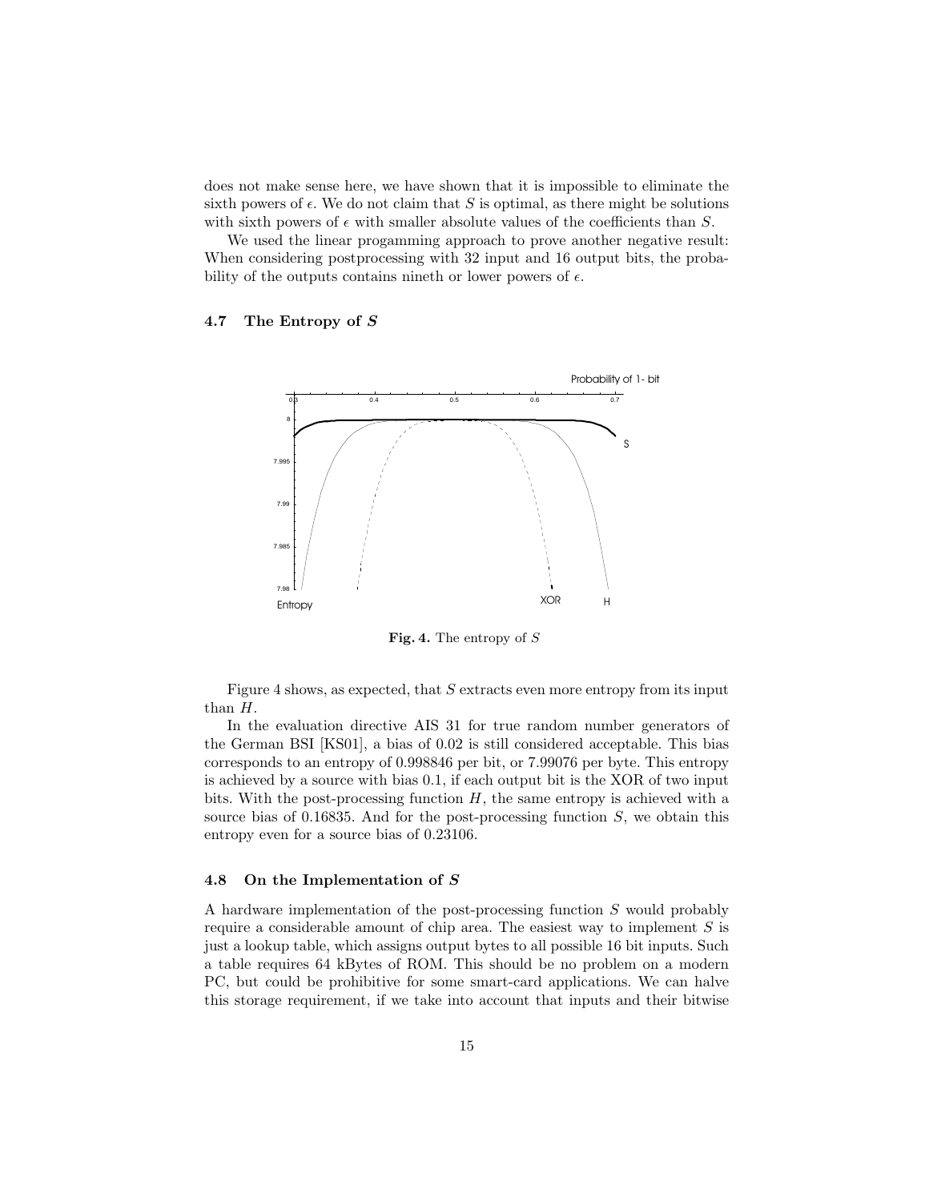does not make sense here, we have shown that it is impossible to eliminate the sixth powers of $\epsilon$. We do not claim that $S$ is optimal, as there might be solutions with sixth powers of $\epsilon$ with smaller absolute values of the coefficients than $S$.

We used the linear progamming approach to prove another negative result: When considering postprocessing with 32 input and 16 output bits, the probability of the outputs contains nineth or lower powers of $\epsilon$.

### 4.7 The Entropy of $S$

**Fig. 4.** The entropy of $S$

Figure 4 shows, as expected, that $S$ extracts even more entropy from its input than $H$.

In the evaluation directive AIS 31 for true random number generators of the German BSI [KS01], a bias of 0.02 is still considered acceptable. This bias corresponds to an entropy of 0.998846 per bit, or 7.99076 per byte. This entropy is achieved by a source with bias 0.1, if each output bit is the XOR of two input bits. With the post-processing function $H$, the same entropy is achieved with a source bias of 0.16835. And for the post-processing function $S$, we obtain this entropy even for a source bias of 0.23106.

### 4.8 On the Implementation of $S$

A hardware implementation of the post-processing function $S$ would probably require a considerable amount of chip area. The easiest way to implement $S$ is just a lookup table, which assigns output bytes to all possible 16 bit inputs. Such a table requires 64 kBytes of ROM. This should be no problem on a modern PC, but could be prohibitive for some smart-card applications. We can halve this storage requirement, if we take into account that inputs and their bitwise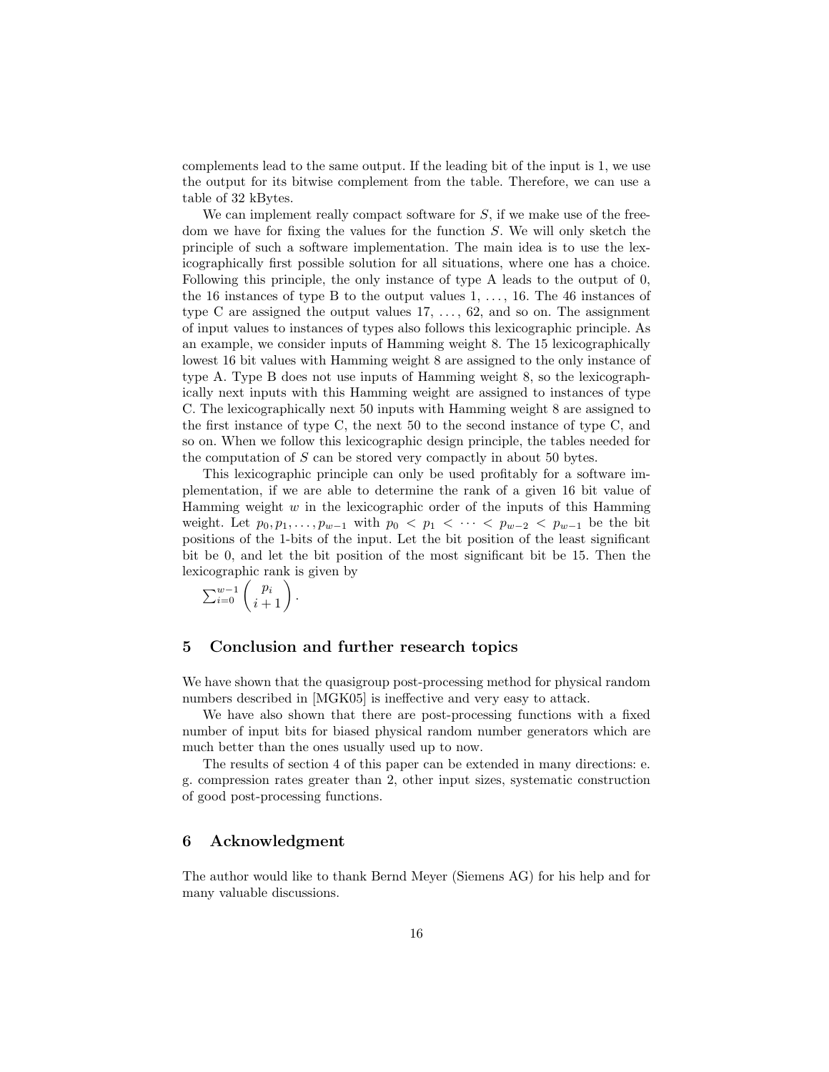complements lead to the same output. If the leading bit of the input is 1, we use the output for its bitwise complement from the table. Therefore, we can use a table of 32 kBytes.

We can implement really compact software for $S$, if we make use of the freedom we have for fixing the values for the function $S$. We will only sketch the principle of such a software implementation. The main idea is to use the lexicographically first possible solution for all situations, where one has a choice. Following this principle, the only instance of type A leads to the output of 0, the 16 instances of type B to the output values 1, ..., 16. The 46 instances of type C are assigned the output values 17, ..., 62, and so on. The assignment of input values to instances of types also follows this lexicographic principle. As an example, we consider inputs of Hamming weight 8. The 15 lexicographically lowest 16 bit values with Hamming weight 8 are assigned to the only instance of type A. Type B does not use inputs of Hamming weight 8, so the lexicographically next inputs with this Hamming weight are assigned to instances of type C. The lexicographically next 50 inputs with Hamming weight 8 are assigned to the first instance of type C, the next 50 to the second instance of type C, and so on. When we follow this lexicographic design principle, the tables needed for the computation of $S$ can be stored very compactly in about 50 bytes.

This lexicographic principle can only be used profitably for a software implementation, if we are able to determine the rank of a given 16 bit value of Hamming weight $w$ in the lexicographic order of the inputs of this Hamming weight. Let $p_0, p_1, \ldots, p_{w-1}$ with $p_0 < p_1 < \cdots < p_{w-2} < p_{w-1}$ be the bit positions of the 1-bits of the input. Let the bit position of the least significant bit be 0, and let the bit position of the most significant bit be 15. Then the lexicographic rank is given by

$$\sum_{i=0}^{w-1} \binom{p_i}{i+1}.$$

## 5 Conclusion and further research topics

We have shown that the quasigroup post-processing method for physical random numbers described in [MGK05] is ineffective and very easy to attack.

We have also shown that there are post-processing functions with a fixed number of input bits for biased physical random number generators which are much better than the ones usually used up to now.

The results of section 4 of this paper can be extended in many directions: e. g. compression rates greater than 2, other input sizes, systematic construction of good post-processing functions.

## 6 Acknowledgment

The author would like to thank Bernd Meyer (Siemens AG) for his help and for many valuable discussions.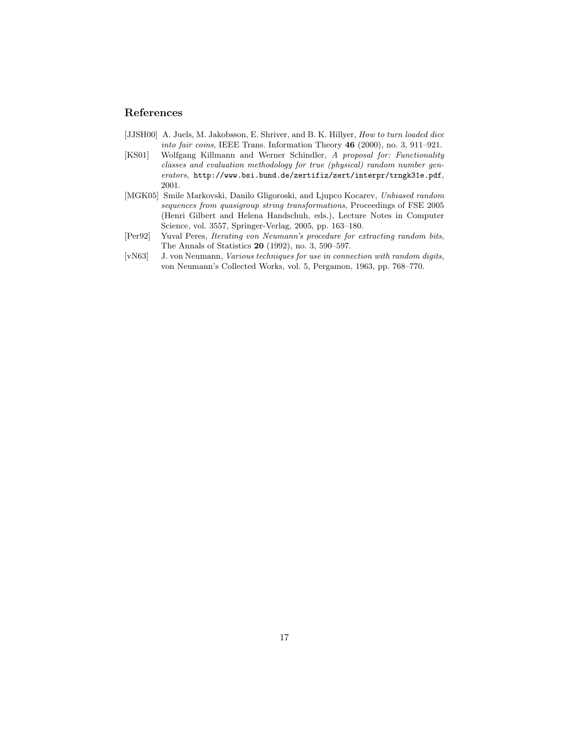## References

[JJSH00] A. Juels, M. Jakobsson, E. Shriver, and B. K. Hillyer, *How to turn loaded dice into fair coins*, IEEE Trans. Information Theory **46** (2000), no. 3, 911–921.

[KS01] Wolfgang Killmann and Werner Schindler, *A proposal for: Functionality classes and evaluation methodology for true (physical) random number generators*, `http://www.bsi.bund.de/zertifiz/zert/interpr/trngk31e.pdf`, 2001.

[MGK05] Smile Markovski, Danilo Gligoroski, and Ljupco Kocarev, *Unbiased random sequences from quasigroup string transformations*, Proceedings of FSE 2005 (Henri Gilbert and Helena Handschuh, eds.), Lecture Notes in Computer Science, vol. 3557, Springer-Verlag, 2005, pp. 163–180.

[Per92] Yuval Peres, *Iterating von Neumann's procedure for extracting random bits*, The Annals of Statistics **20** (1992), no. 3, 590–597.

[vN63] J. von Neumann, *Various techniques for use in connection with random digits*, von Neumann's Collected Works, vol. 5, Pergamon, 1963, pp. 768–770.